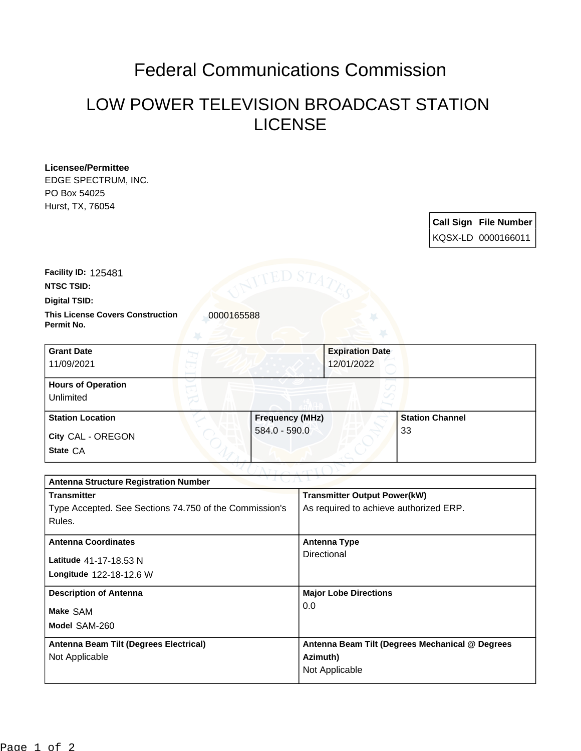# Federal Communications Commission

## LOW POWER TELEVISION BROADCAST STATION LICENSE

**Licensee/Permittee**
EDGE SPECTRUM, INC.
PO Box 54025
Hurst, TX, 76054

| Call Sign | File Number |
| --- | --- |
| KQSX-LD | 0000166011 |

**Facility ID:** 125481

**NTSC TSID:**

**Digital TSID:**

**This License Covers Construction Permit No.** 0000165588

| Grant Date | Expiration Date |
| --- | --- |
| 11/09/2021 | 12/01/2022 |

**Hours of Operation**
Unlimited

| Station Location | Frequency (MHz) | Station Channel |
| --- | --- | --- |
| City CAL - OREGON<br>State CA | 584.0 - 590.0 | 33 |

| Antenna Structure Registration Number | |
| --- | --- |
| **Transmitter**<br>Type Accepted. See Sections 74.750 of the Commission's Rules. | **Transmitter Output Power(kW)**<br>As required to achieve authorized ERP. |
| **Antenna Coordinates**<br>Latitude 41-17-18.53 N<br>Longitude 122-18-12.6 W | **Antenna Type**<br>Directional |
| **Description of Antenna**<br>Make SAM<br>Model SAM-260 | **Major Lobe Directions**<br>0.0 |
| **Antenna Beam Tilt (Degrees Electrical)**<br>Not Applicable | **Antenna Beam Tilt (Degrees Mechanical @ Degrees Azimuth)**<br>Not Applicable |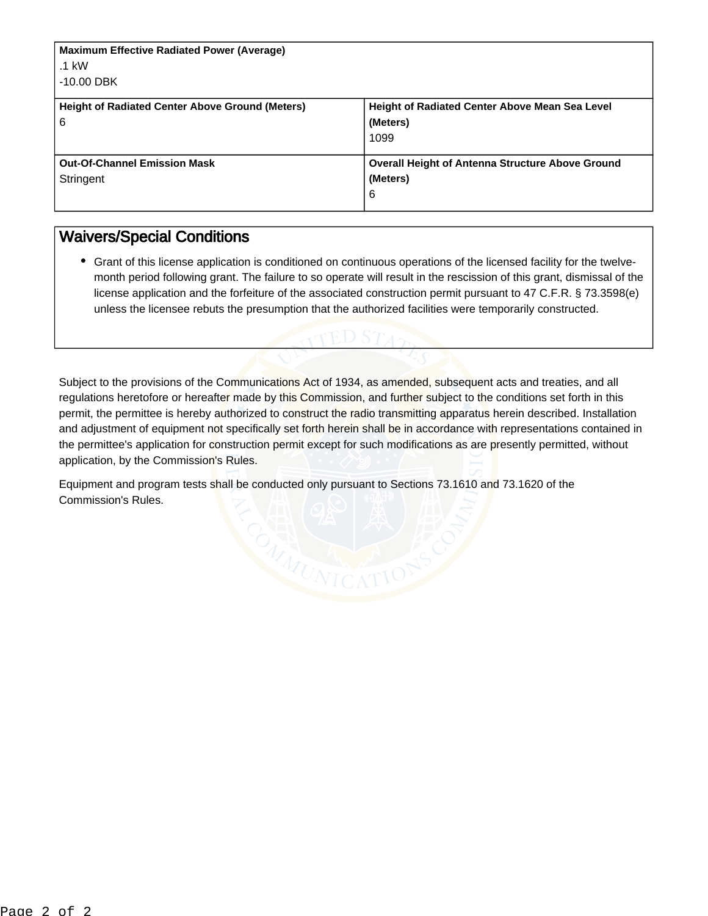| | |
|---|---|
| **Maximum Effective Radiated Power (Average)**<br>.1 kW<br>-10.00 DBK | |
| **Height of Radiated Center Above Ground (Meters)**<br>6 | **Height of Radiated Center Above Mean Sea Level (Meters)**<br>1099 |
| **Out-Of-Channel Emission Mask**<br>Stringent | **Overall Height of Antenna Structure Above Ground (Meters)**<br>6 |

## Waivers/Special Conditions

- Grant of this license application is conditioned on continuous operations of the licensed facility for the twelve-month period following grant. The failure to so operate will result in the rescission of this grant, dismissal of the license application and the forfeiture of the associated construction permit pursuant to 47 C.F.R. § 73.3598(e) unless the licensee rebuts the presumption that the authorized facilities were temporarily constructed.

Subject to the provisions of the Communications Act of 1934, as amended, subsequent acts and treaties, and all regulations heretofore or hereafter made by this Commission, and further subject to the conditions set forth in this permit, the permittee is hereby authorized to construct the radio transmitting apparatus herein described. Installation and adjustment of equipment not specifically set forth herein shall be in accordance with representations contained in the permittee's application for construction permit except for such modifications as are presently permitted, without application, by the Commission's Rules.

Equipment and program tests shall be conducted only pursuant to Sections 73.1610 and 73.1620 of the Commission's Rules.